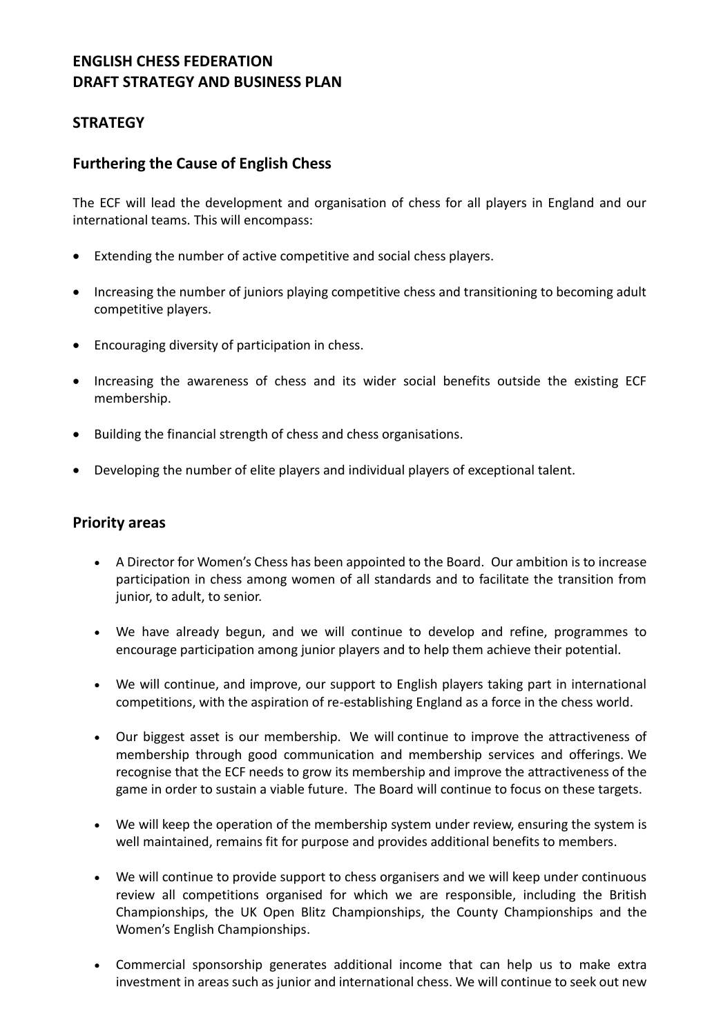# ENGLISH CHESS FEDERATION
# DRAFT STRATEGY AND BUSINESS PLAN

## STRATEGY

### Furthering the Cause of English Chess

The ECF will lead the development and organisation of chess for all players in England and our international teams. This will encompass:

- Extending the number of active competitive and social chess players.
- Increasing the number of juniors playing competitive chess and transitioning to becoming adult competitive players.
- Encouraging diversity of participation in chess.
- Increasing the awareness of chess and its wider social benefits outside the existing ECF membership.
- Building the financial strength of chess and chess organisations.
- Developing the number of elite players and individual players of exceptional talent.

### Priority areas

- A Director for Women's Chess has been appointed to the Board. Our ambition is to increase participation in chess among women of all standards and to facilitate the transition from junior, to adult, to senior.
- We have already begun, and we will continue to develop and refine, programmes to encourage participation among junior players and to help them achieve their potential.
- We will continue, and improve, our support to English players taking part in international competitions, with the aspiration of re-establishing England as a force in the chess world.
- Our biggest asset is our membership. We will continue to improve the attractiveness of membership through good communication and membership services and offerings. We recognise that the ECF needs to grow its membership and improve the attractiveness of the game in order to sustain a viable future. The Board will continue to focus on these targets.
- We will keep the operation of the membership system under review, ensuring the system is well maintained, remains fit for purpose and provides additional benefits to members.
- We will continue to provide support to chess organisers and we will keep under continuous review all competitions organised for which we are responsible, including the British Championships, the UK Open Blitz Championships, the County Championships and the Women's English Championships.
- Commercial sponsorship generates additional income that can help us to make extra investment in areas such as junior and international chess. We will continue to seek out new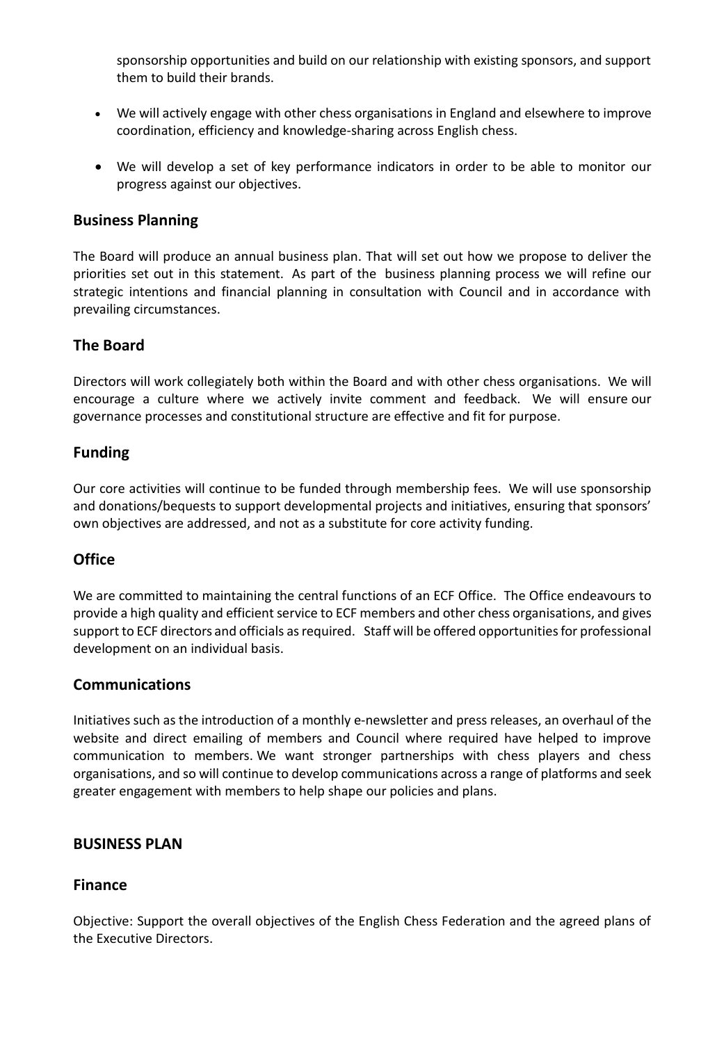sponsorship opportunities and build on our relationship with existing sponsors, and support them to build their brands.

- We will actively engage with other chess organisations in England and elsewhere to improve coordination, efficiency and knowledge-sharing across English chess.
- We will develop a set of key performance indicators in order to be able to monitor our progress against our objectives.

## Business Planning

The Board will produce an annual business plan. That will set out how we propose to deliver the priorities set out in this statement. As part of the business planning process we will refine our strategic intentions and financial planning in consultation with Council and in accordance with prevailing circumstances.

## The Board

Directors will work collegiately both within the Board and with other chess organisations. We will encourage a culture where we actively invite comment and feedback. We will ensure our governance processes and constitutional structure are effective and fit for purpose.

## Funding

Our core activities will continue to be funded through membership fees. We will use sponsorship and donations/bequests to support developmental projects and initiatives, ensuring that sponsors' own objectives are addressed, and not as a substitute for core activity funding.

## Office

We are committed to maintaining the central functions of an ECF Office. The Office endeavours to provide a high quality and efficient service to ECF members and other chess organisations, and gives support to ECF directors and officials as required. Staff will be offered opportunities for professional development on an individual basis.

## Communications

Initiatives such as the introduction of a monthly e-newsletter and press releases, an overhaul of the website and direct emailing of members and Council where required have helped to improve communication to members. We want stronger partnerships with chess players and chess organisations, and so will continue to develop communications across a range of platforms and seek greater engagement with members to help shape our policies and plans.

## BUSINESS PLAN

## Finance

Objective: Support the overall objectives of the English Chess Federation and the agreed plans of the Executive Directors.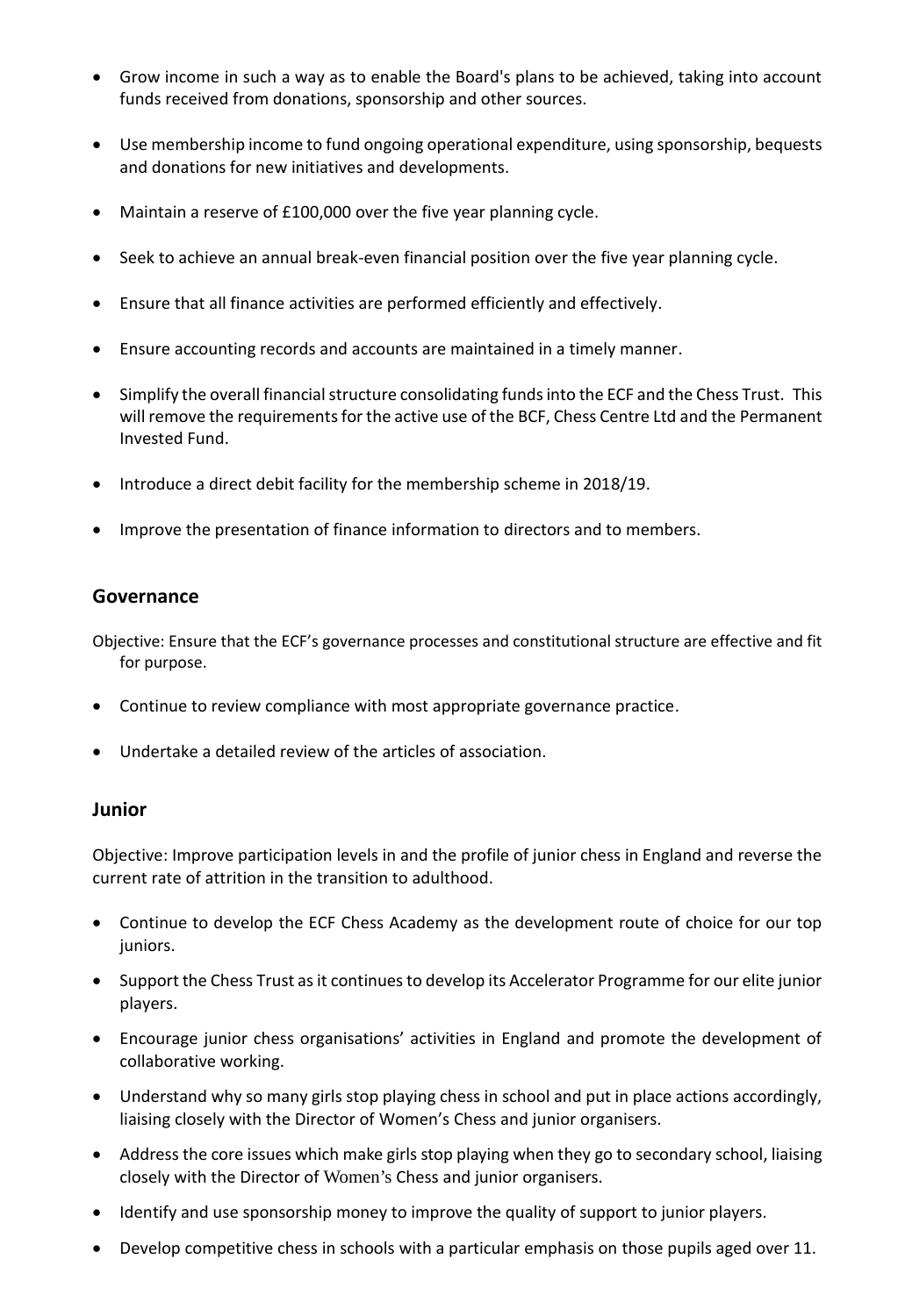- Grow income in such a way as to enable the Board's plans to be achieved, taking into account funds received from donations, sponsorship and other sources.
- Use membership income to fund ongoing operational expenditure, using sponsorship, bequests and donations for new initiatives and developments.
- Maintain a reserve of £100,000 over the five year planning cycle.
- Seek to achieve an annual break-even financial position over the five year planning cycle.
- Ensure that all finance activities are performed efficiently and effectively.
- Ensure accounting records and accounts are maintained in a timely manner.
- Simplify the overall financial structure consolidating funds into the ECF and the Chess Trust. This will remove the requirements for the active use of the BCF, Chess Centre Ltd and the Permanent Invested Fund.
- Introduce a direct debit facility for the membership scheme in 2018/19.
- Improve the presentation of finance information to directors and to members.

## Governance

Objective: Ensure that the ECF's governance processes and constitutional structure are effective and fit for purpose.

- Continue to review compliance with most appropriate governance practice.
- Undertake a detailed review of the articles of association.

## Junior

Objective: Improve participation levels in and the profile of junior chess in England and reverse the current rate of attrition in the transition to adulthood.

- Continue to develop the ECF Chess Academy as the development route of choice for our top juniors.
- Support the Chess Trust as it continues to develop its Accelerator Programme for our elite junior players.
- Encourage junior chess organisations' activities in England and promote the development of collaborative working.
- Understand why so many girls stop playing chess in school and put in place actions accordingly, liaising closely with the Director of Women's Chess and junior organisers.
- Address the core issues which make girls stop playing when they go to secondary school, liaising closely with the Director of Women's Chess and junior organisers.
- Identify and use sponsorship money to improve the quality of support to junior players.
- Develop competitive chess in schools with a particular emphasis on those pupils aged over 11.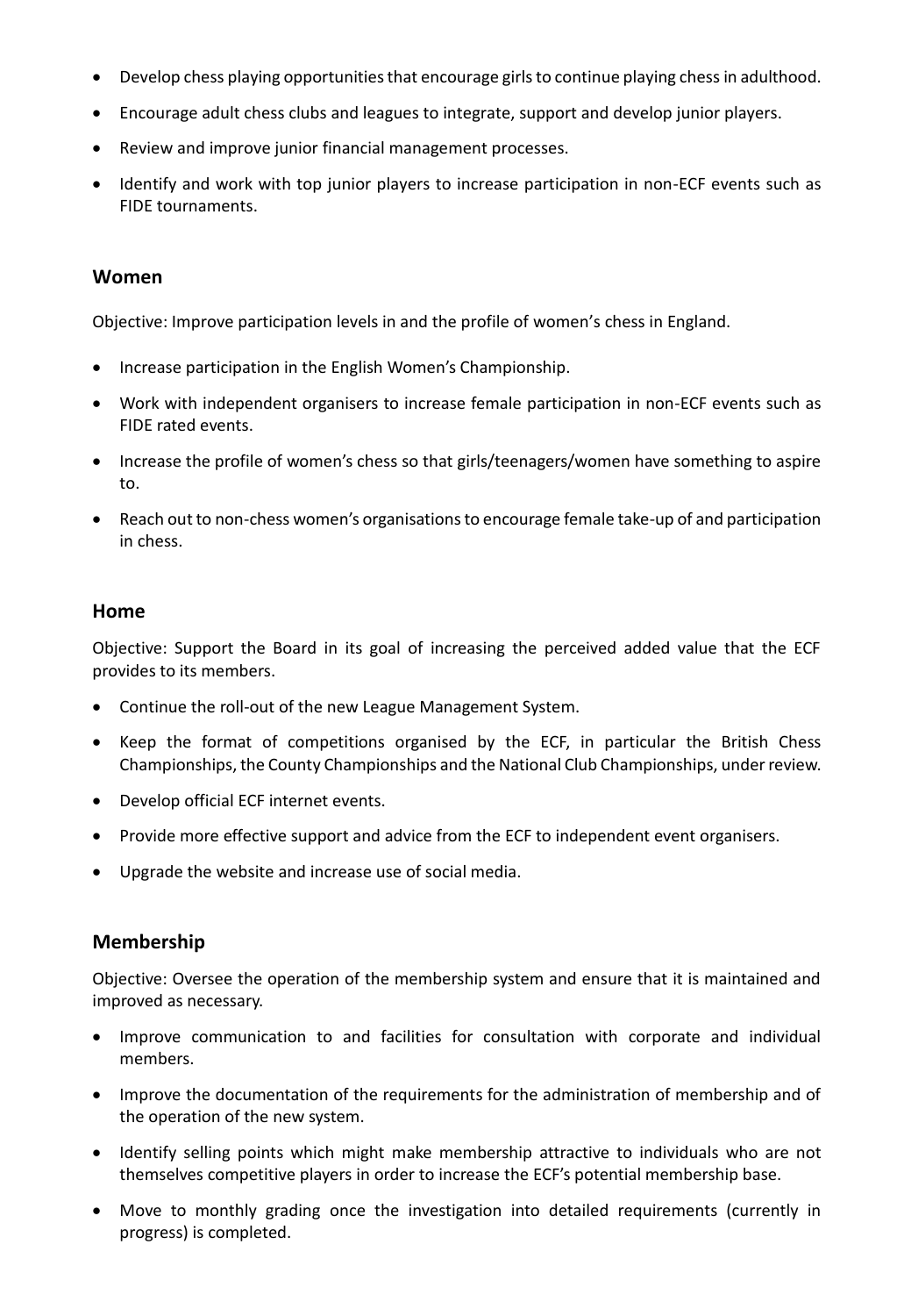- Develop chess playing opportunities that encourage girls to continue playing chess in adulthood.
- Encourage adult chess clubs and leagues to integrate, support and develop junior players.
- Review and improve junior financial management processes.
- Identify and work with top junior players to increase participation in non-ECF events such as FIDE tournaments.

## Women

Objective: Improve participation levels in and the profile of women's chess in England.

- Increase participation in the English Women's Championship.
- Work with independent organisers to increase female participation in non-ECF events such as FIDE rated events.
- Increase the profile of women's chess so that girls/teenagers/women have something to aspire to.
- Reach out to non-chess women's organisations to encourage female take-up of and participation in chess.

## Home

Objective: Support the Board in its goal of increasing the perceived added value that the ECF provides to its members.

- Continue the roll-out of the new League Management System.
- Keep the format of competitions organised by the ECF, in particular the British Chess Championships, the County Championships and the National Club Championships, under review.
- Develop official ECF internet events.
- Provide more effective support and advice from the ECF to independent event organisers.
- Upgrade the website and increase use of social media.

## Membership

Objective: Oversee the operation of the membership system and ensure that it is maintained and improved as necessary.

- Improve communication to and facilities for consultation with corporate and individual members.
- Improve the documentation of the requirements for the administration of membership and of the operation of the new system.
- Identify selling points which might make membership attractive to individuals who are not themselves competitive players in order to increase the ECF's potential membership base.
- Move to monthly grading once the investigation into detailed requirements (currently in progress) is completed.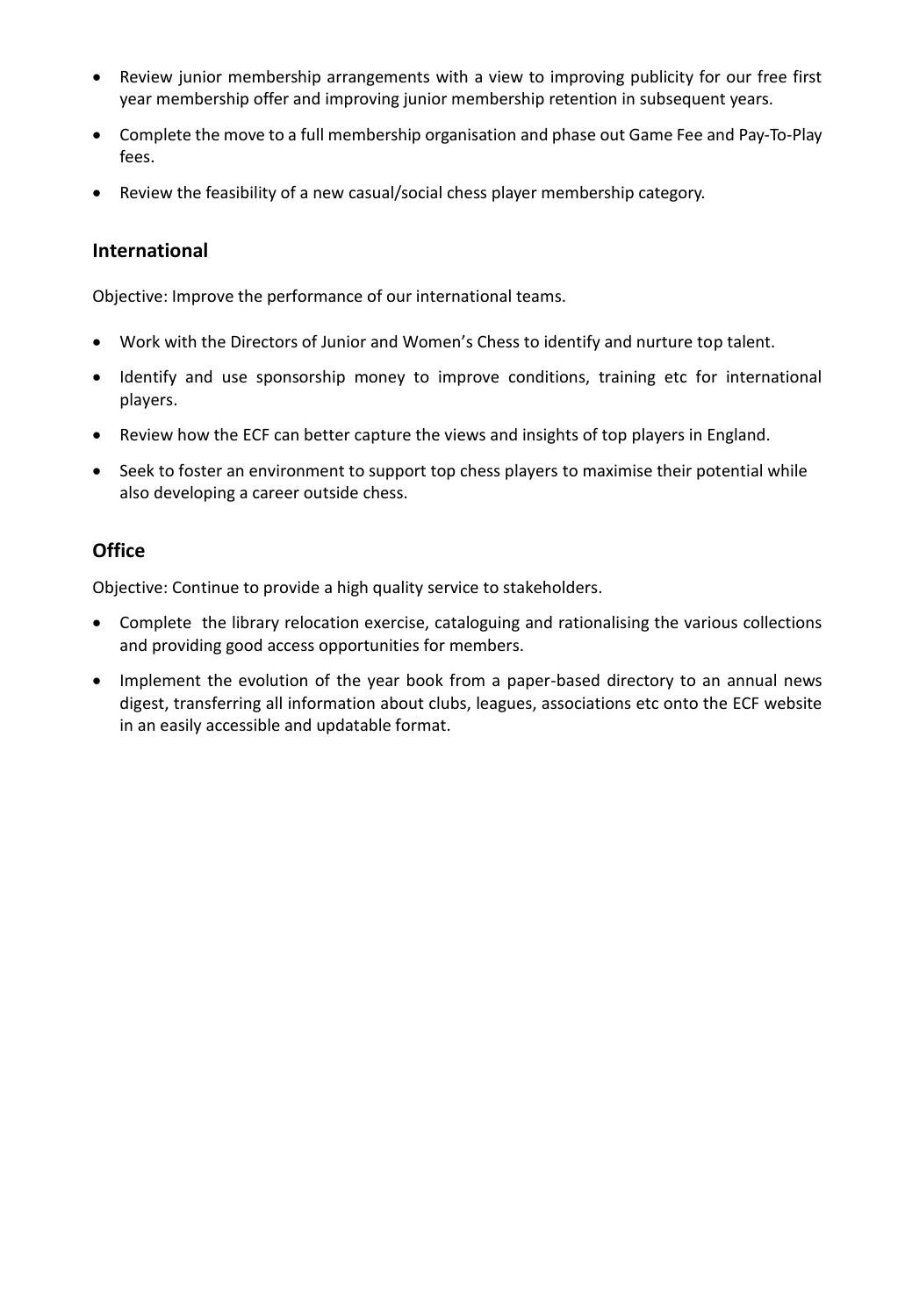- Review junior membership arrangements with a view to improving publicity for our free first year membership offer and improving junior membership retention in subsequent years.
- Complete the move to a full membership organisation and phase out Game Fee and Pay-To-Play fees.
- Review the feasibility of a new casual/social chess player membership category.

## International

Objective: Improve the performance of our international teams.

- Work with the Directors of Junior and Women's Chess to identify and nurture top talent.
- Identify and use sponsorship money to improve conditions, training etc for international players.
- Review how the ECF can better capture the views and insights of top players in England.
- Seek to foster an environment to support top chess players to maximise their potential while also developing a career outside chess.

## Office

Objective: Continue to provide a high quality service to stakeholders.

- Complete the library relocation exercise, cataloguing and rationalising the various collections and providing good access opportunities for members.
- Implement the evolution of the year book from a paper-based directory to an annual news digest, transferring all information about clubs, leagues, associations etc onto the ECF website in an easily accessible and updatable format.